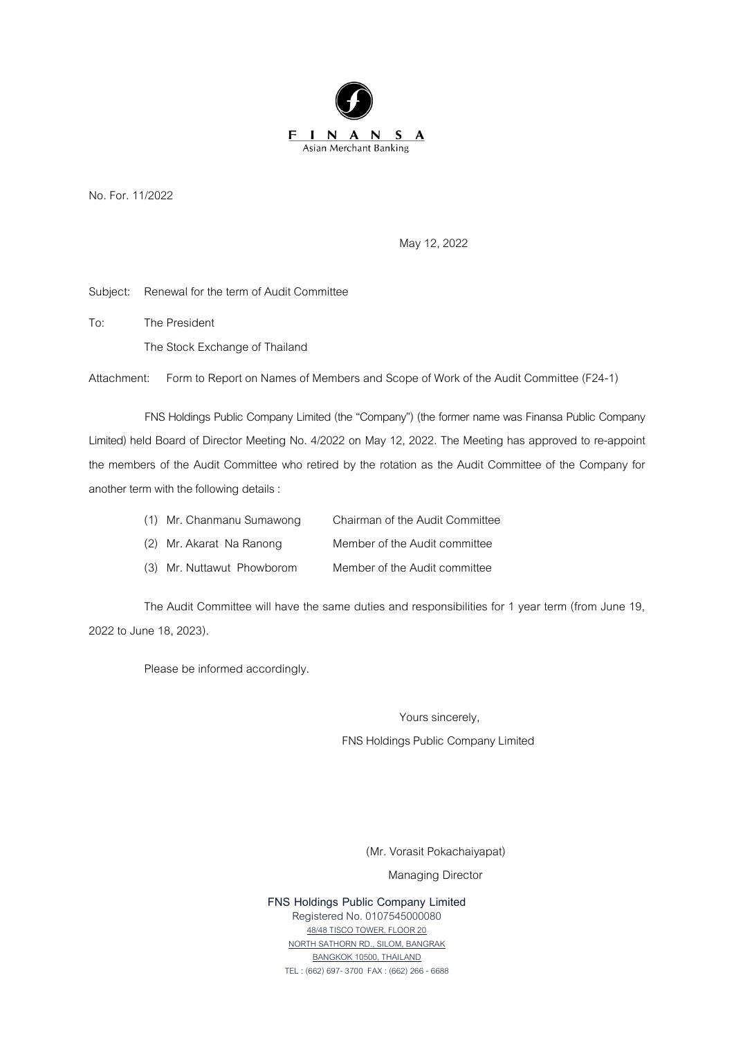FINANSA

Asian Merchant Banking

No. For. 11/2022

May 12, 2022

Subject: Renewal for the term of Audit Committee

To: The President

The Stock Exchange of Thailand

Attachment: Form to Report on Names of Members and Scope of Work of the Audit Committee (F24-1)

FNS Holdings Public Company Limited (the "Company") (the former name was Finansa Public Company Limited) held Board of Director Meeting No. 4/2022 on May 12, 2022. The Meeting has approved to re-appoint the members of the Audit Committee who retired by the rotation as the Audit Committee of the Company for another term with the following details :

(1) Mr. Chanmanu Sumawong — Chairman of the Audit Committee

(2) Mr. Akarat Na Ranong — Member of the Audit committee

(3) Mr. Nuttawut Phowborom — Member of the Audit committee

The Audit Committee will have the same duties and responsibilities for 1 year term (from June 19, 2022 to June 18, 2023).

Please be informed accordingly.

Yours sincerely,

FNS Holdings Public Company Limited

(Mr. Vorasit Pokachaiyapat)

Managing Director

**FNS Holdings Public Company Limited**

Registered No. 0107545000080

48/48 TISCO TOWER, FLOOR 20

NORTH SATHORN RD., SILOM, BANGRAK

BANGKOK 10500, THAILAND

TEL : (662) 697- 3700 FAX : (662) 266 - 6688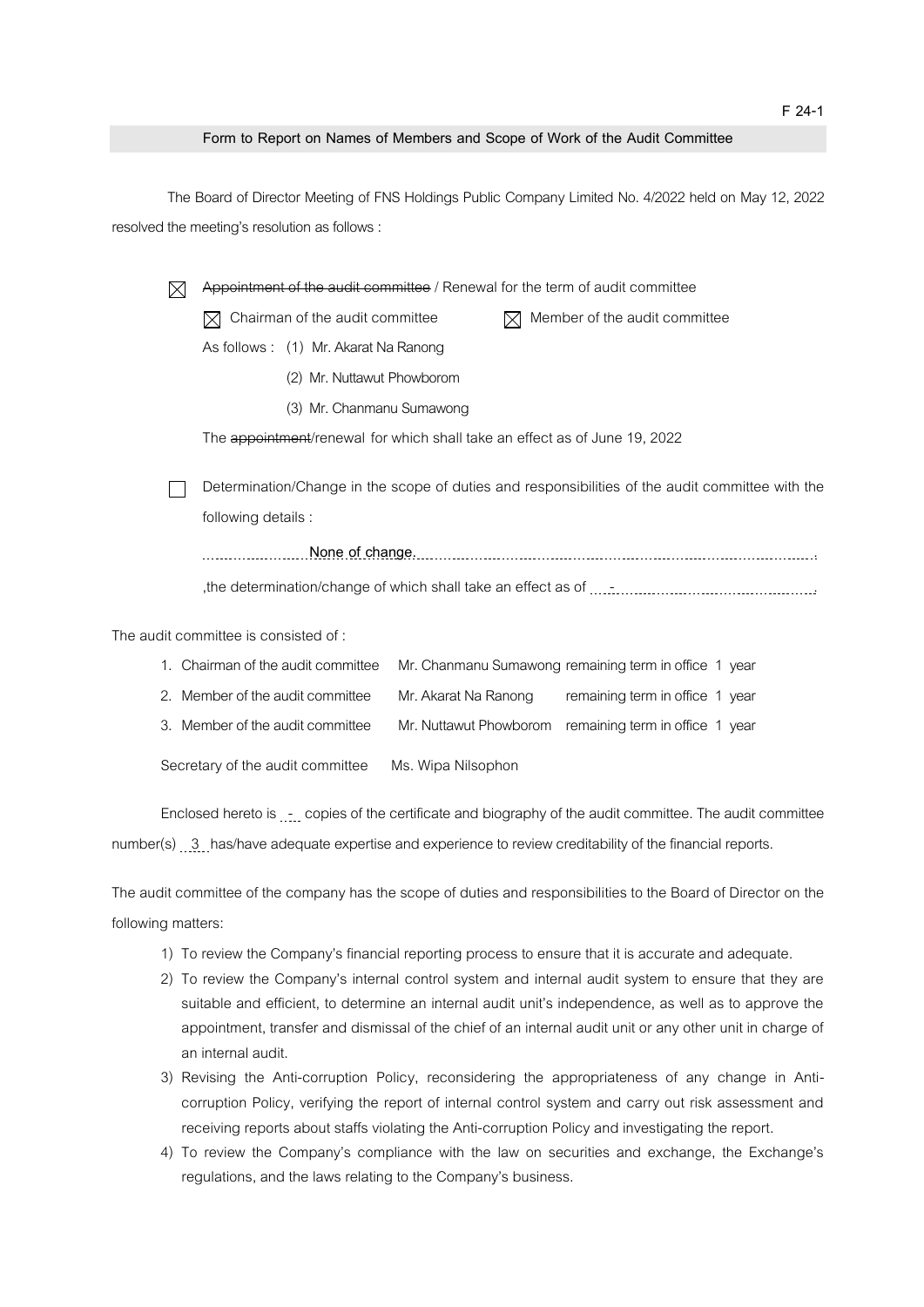**Form to Report on Names of Members and Scope of Work of the Audit Committee**

The Board of Director Meeting of FNS Holdings Public Company Limited No. 4/2022 held on May 12, 2022 resolved the meeting's resolution as follows :

☒ ~~Appointment of the audit committee~~ / Renewal for the term of audit committee

☒ Chairman of the audit committee ☒ Member of the audit committee

As follows : (1) Mr. Akarat Na Ranong

(2) Mr. Nuttawut Phowborom

(3) Mr. Chanmanu Sumawong

The ~~appointment~~/renewal for which shall take an effect as of June 19, 2022

☐ Determination/Change in the scope of duties and responsibilities of the audit committee with the following details :

None of change.

,the determination/change of which shall take an effect as of -

The audit committee is consisted of :

1. Chairman of the audit committee Mr. Chanmanu Sumawong remaining term in office 1 year
2. Member of the audit committee Mr. Akarat Na Ranong remaining term in office 1 year
3. Member of the audit committee Mr. Nuttawut Phowborom remaining term in office 1 year

Secretary of the audit committee Ms. Wipa Nilsophon

Enclosed hereto is - copies of the certificate and biography of the audit committee. The audit committee number(s) 3 has/have adequate expertise and experience to review creditability of the financial reports.

The audit committee of the company has the scope of duties and responsibilities to the Board of Director on the following matters:

1) To review the Company's financial reporting process to ensure that it is accurate and adequate.
2) To review the Company's internal control system and internal audit system to ensure that they are suitable and efficient, to determine an internal audit unit's independence, as well as to approve the appointment, transfer and dismissal of the chief of an internal audit unit or any other unit in charge of an internal audit.
3) Revising the Anti-corruption Policy, reconsidering the appropriateness of any change in Anti-corruption Policy, verifying the report of internal control system and carry out risk assessment and receiving reports about staffs violating the Anti-corruption Policy and investigating the report.
4) To review the Company's compliance with the law on securities and exchange, the Exchange's regulations, and the laws relating to the Company's business.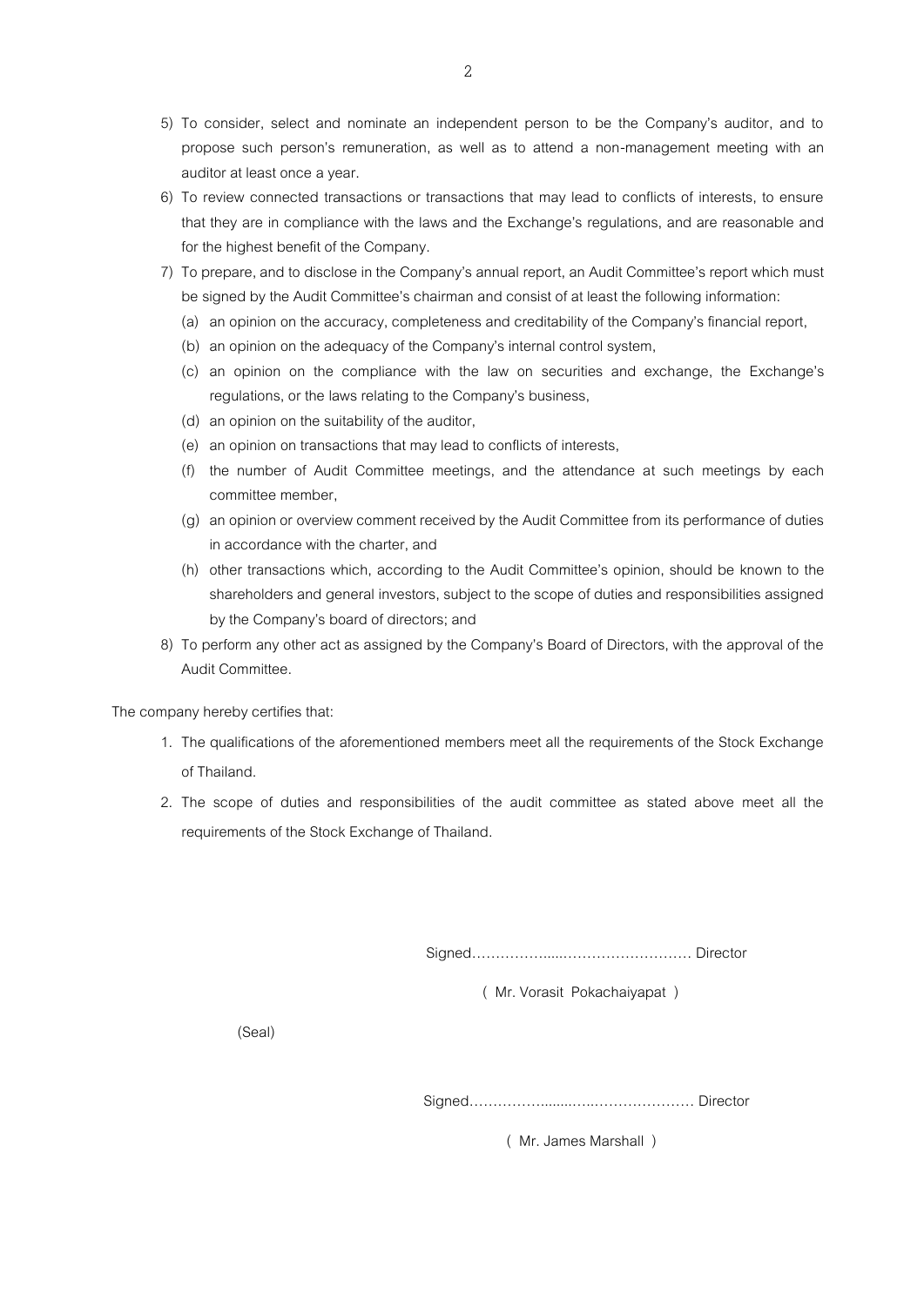5) To consider, select and nominate an independent person to be the Company's auditor, and to propose such person's remuneration, as well as to attend a non-management meeting with an auditor at least once a year.
6) To review connected transactions or transactions that may lead to conflicts of interests, to ensure that they are in compliance with the laws and the Exchange's regulations, and are reasonable and for the highest benefit of the Company.
7) To prepare, and to disclose in the Company's annual report, an Audit Committee's report which must be signed by the Audit Committee's chairman and consist of at least the following information:
   (a) an opinion on the accuracy, completeness and creditability of the Company's financial report,
   (b) an opinion on the adequacy of the Company's internal control system,
   (c) an opinion on the compliance with the law on securities and exchange, the Exchange's regulations, or the laws relating to the Company's business,
   (d) an opinion on the suitability of the auditor,
   (e) an opinion on transactions that may lead to conflicts of interests,
   (f) the number of Audit Committee meetings, and the attendance at such meetings by each committee member,
   (g) an opinion or overview comment received by the Audit Committee from its performance of duties in accordance with the charter, and
   (h) other transactions which, according to the Audit Committee's opinion, should be known to the shareholders and general investors, subject to the scope of duties and responsibilities assigned by the Company's board of directors; and
8) To perform any other act as assigned by the Company's Board of Directors, with the approval of the Audit Committee.

The company hereby certifies that:

1. The qualifications of the aforementioned members meet all the requirements of the Stock Exchange of Thailand.
2. The scope of duties and responsibilities of the audit committee as stated above meet all the requirements of the Stock Exchange of Thailand.

Signed……………......……………………… Director

( Mr. Vorasit Pokachaiyapat )

(Seal)

Signed…………….......…..………………… Director

( Mr. James Marshall )